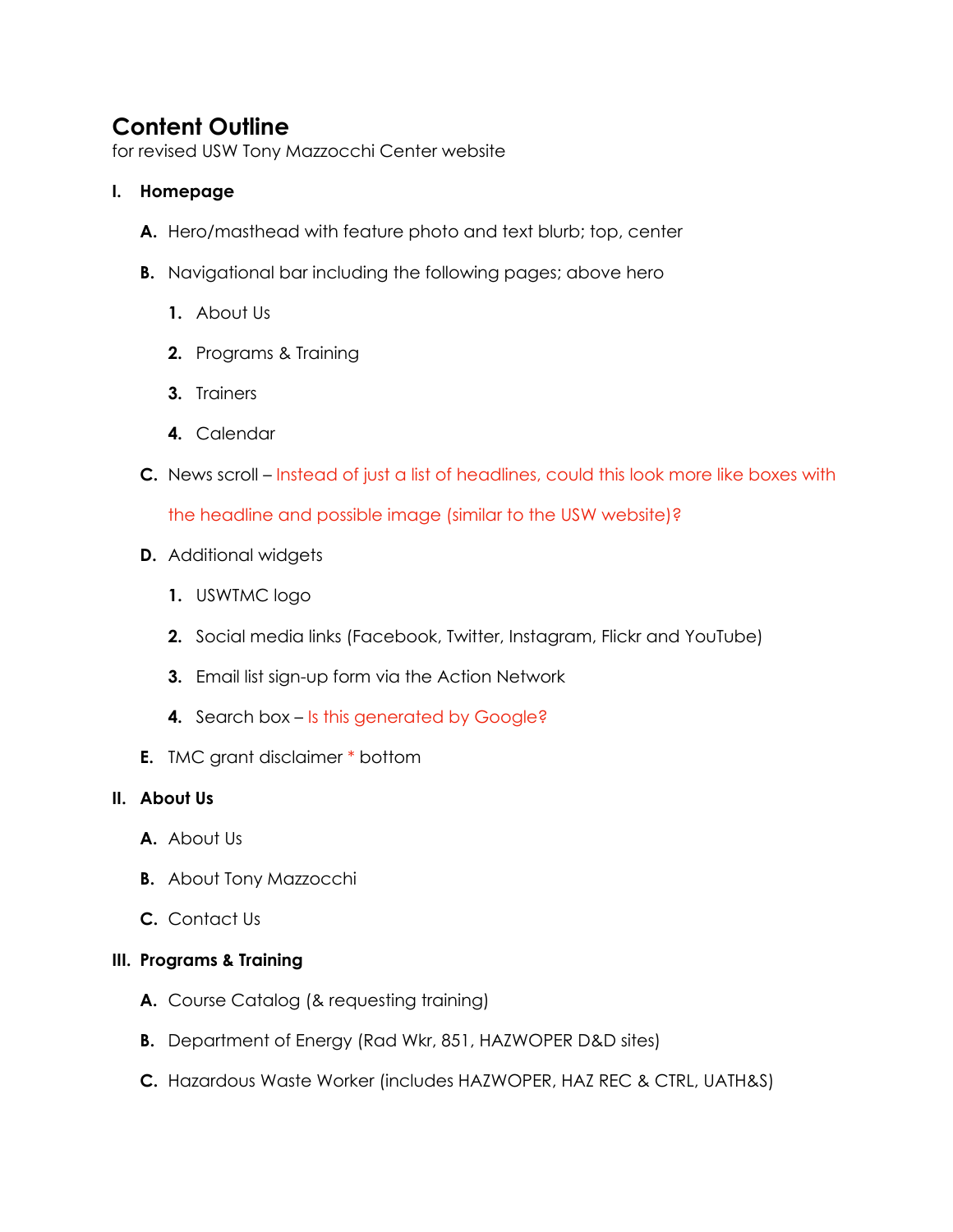# Content Outline

for revised USW Tony Mazzocchi Center website

## I. Homepage

A. Hero/masthead with feature photo and text blurb; top, center

B. Navigational bar including the following pages; above hero

1. About Us
2. Programs & Training
3. Trainers
4. Calendar

C. News scroll – Instead of just a list of headlines, could this look more like boxes with the headline and possible image (similar to the USW website)?

D. Additional widgets

1. USWTMC logo
2. Social media links (Facebook, Twitter, Instagram, Flickr and YouTube)
3. Email list sign-up form via the Action Network
4. Search box – Is this generated by Google?

E. TMC grant disclaimer * bottom

## II. About Us

A. About Us

B. About Tony Mazzocchi

C. Contact Us

## III. Programs & Training

A. Course Catalog (& requesting training)

B. Department of Energy (Rad Wkr, 851, HAZWOPER D&D sites)

C. Hazardous Waste Worker (includes HAZWOPER, HAZ REC & CTRL, UATH&S)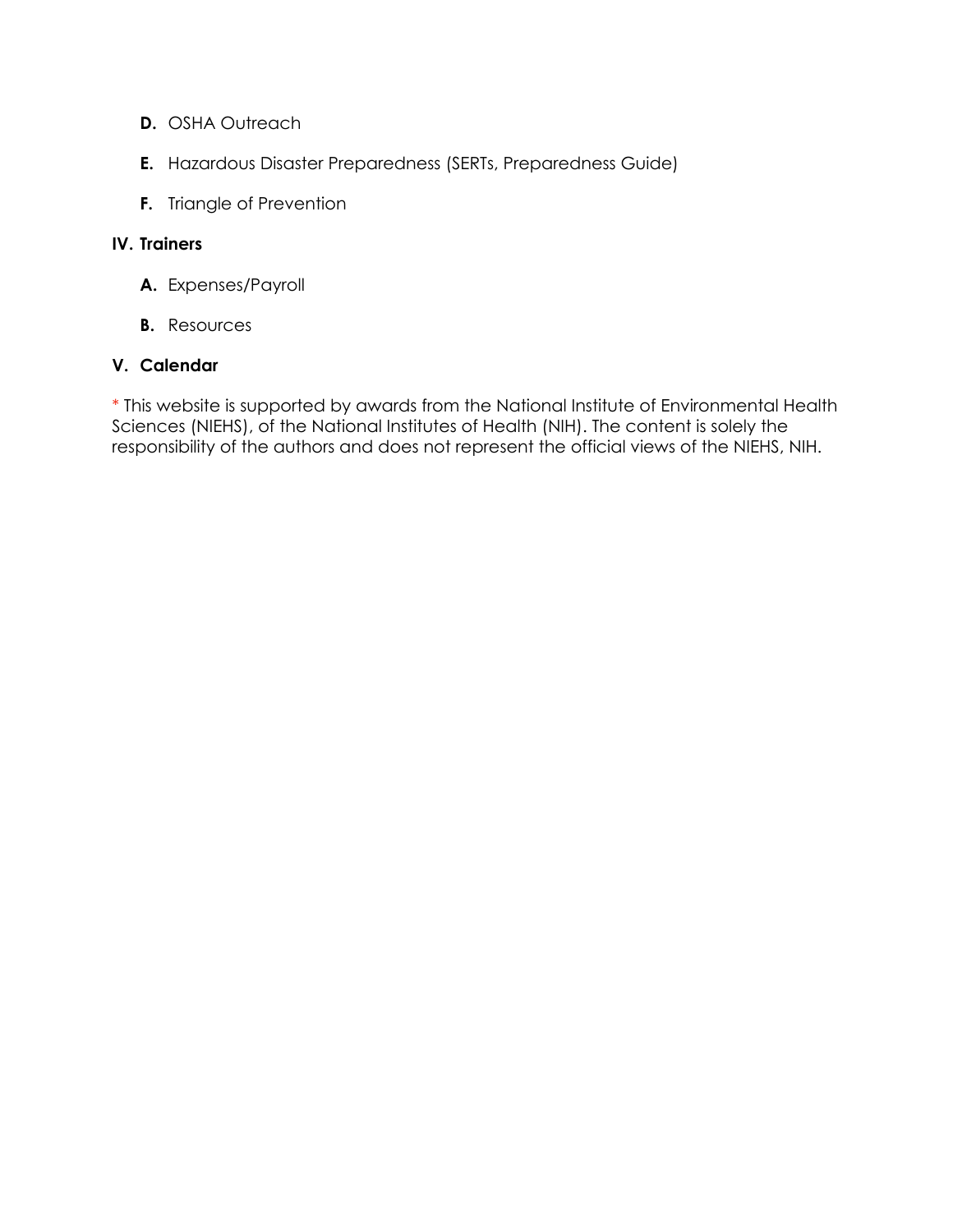- **D.** OSHA Outreach
- **E.** Hazardous Disaster Preparedness (SERTs, Preparedness Guide)
- **F.** Triangle of Prevention

**IV. Trainers**

- **A.** Expenses/Payroll
- **B.** Resources

**V. Calendar**

* This website is supported by awards from the National Institute of Environmental Health Sciences (NIEHS), of the National Institutes of Health (NIH). The content is solely the responsibility of the authors and does not represent the official views of the NIEHS, NIH.